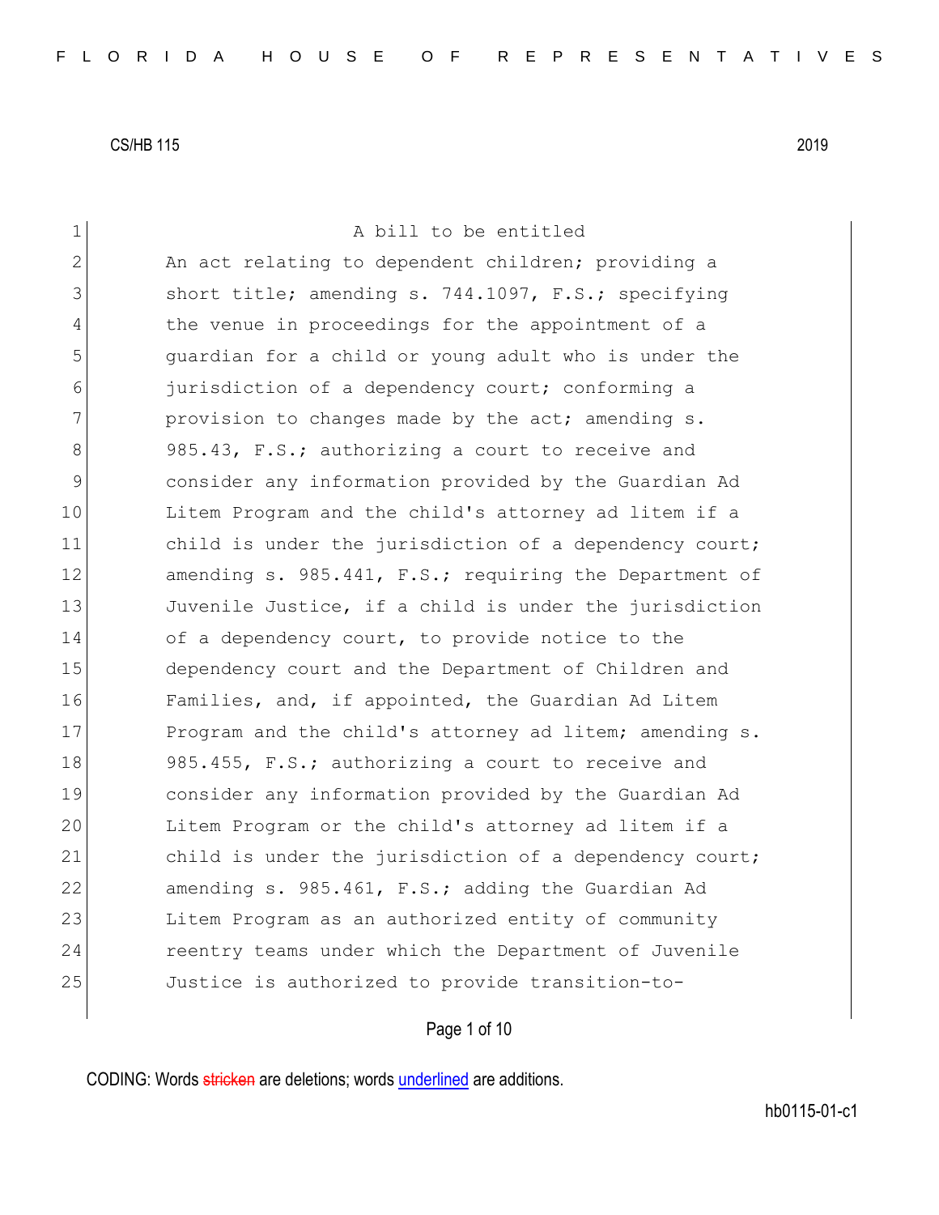CS/HB 115 2019

A bill to be entitled

An act relating to dependent children; providing a short title; amending s. 744.1097, F.S.; specifying the venue in proceedings for the appointment of a guardian for a child or young adult who is under the jurisdiction of a dependency court; conforming a provision to changes made by the act; amending s. 985.43, F.S.; authorizing a court to receive and consider any information provided by the Guardian Ad Litem Program and the child's attorney ad litem if a child is under the jurisdiction of a dependency court; amending s. 985.441, F.S.; requiring the Department of Juvenile Justice, if a child is under the jurisdiction of a dependency court, to provide notice to the dependency court and the Department of Children and Families, and, if appointed, the Guardian Ad Litem Program and the child's attorney ad litem; amending s. 985.455, F.S.; authorizing a court to receive and consider any information provided by the Guardian Ad Litem Program or the child's attorney ad litem if a child is under the jurisdiction of a dependency court; amending s. 985.461, F.S.; adding the Guardian Ad Litem Program as an authorized entity of community reentry teams under which the Department of Juvenile Justice is authorized to provide transition-to-

CODING: Words ~~stricken~~ are deletions; words <u>underlined</u> are additions.

hb0115-01-c1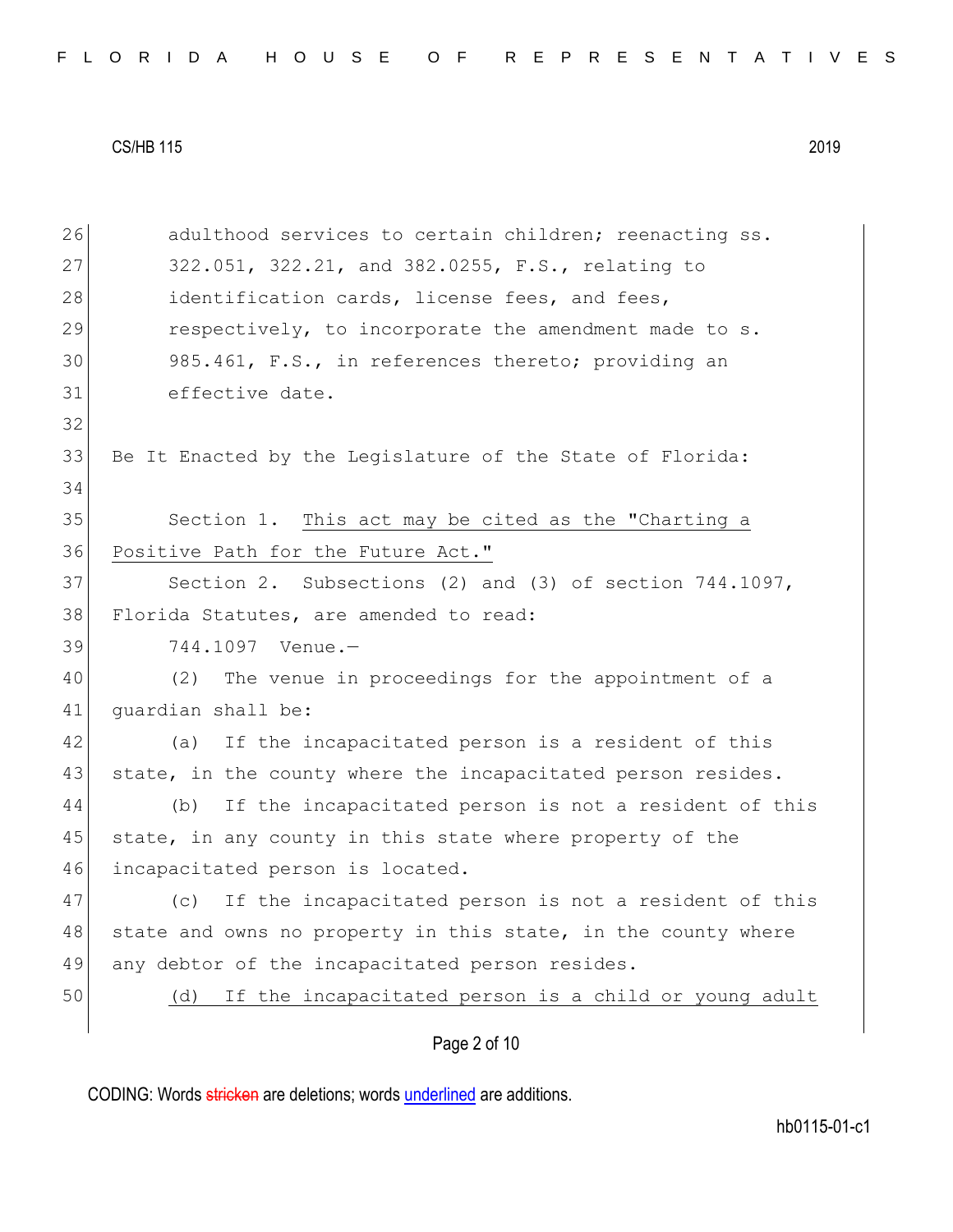adulthood services to certain children; reenacting ss. 322.051, 322.21, and 382.0255, F.S., relating to identification cards, license fees, and fees, respectively, to incorporate the amendment made to s. 985.461, F.S., in references thereto; providing an effective date.

Be It Enacted by the Legislature of the State of Florida:

Section 1. <u>This act may be cited as the "Charting a Positive Path for the Future Act."</u>

Section 2. Subsections (2) and (3) of section 744.1097, Florida Statutes, are amended to read:

744.1097 Venue.—

(2) The venue in proceedings for the appointment of a guardian shall be:

(a) If the incapacitated person is a resident of this state, in the county where the incapacitated person resides.

(b) If the incapacitated person is not a resident of this state, in any county in this state where property of the incapacitated person is located.

(c) If the incapacitated person is not a resident of this state and owns no property in this state, in the county where any debtor of the incapacitated person resides.

<u>(d) If the incapacitated person is a child or young adult</u>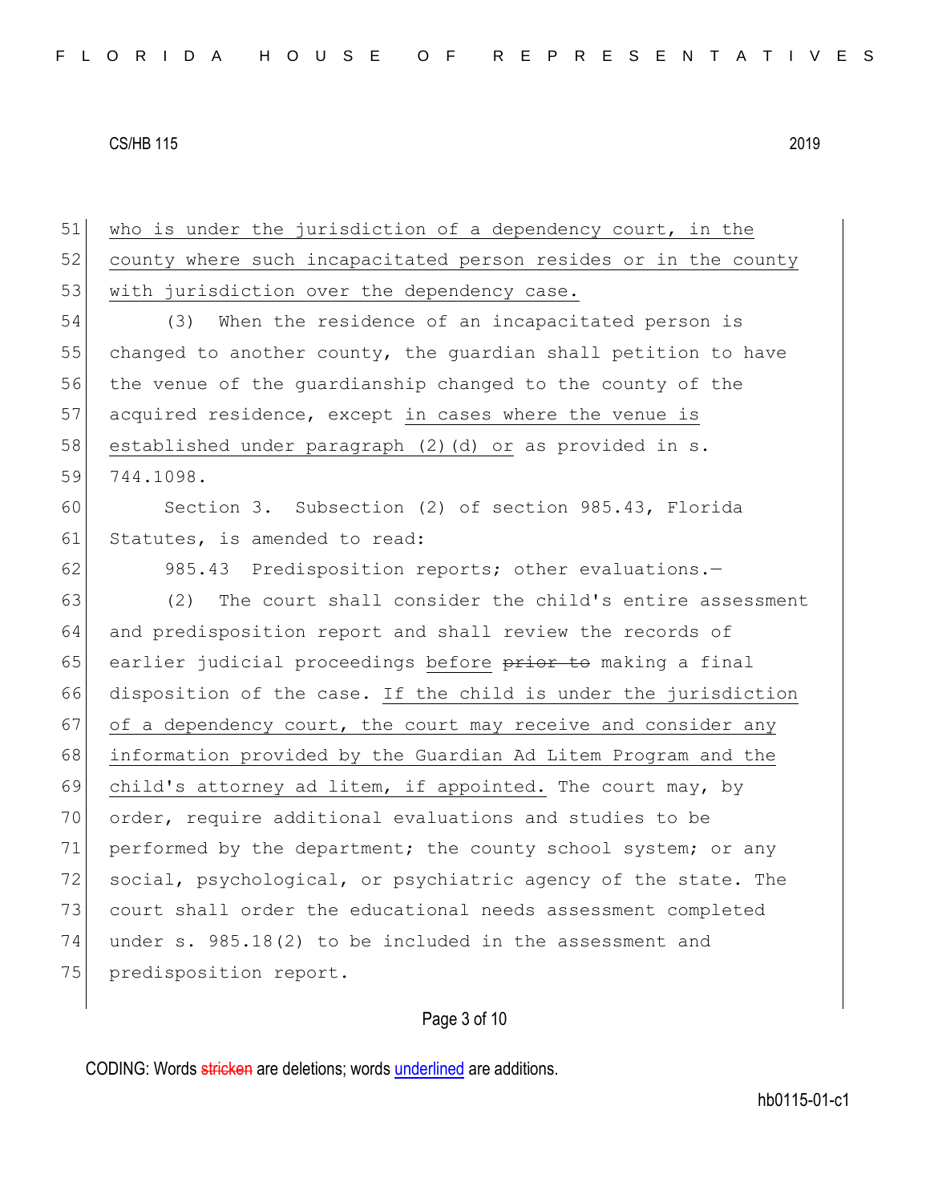who is under the jurisdiction of a dependency court, in the county where such incapacitated person resides or in the county with jurisdiction over the dependency case.

(3) When the residence of an incapacitated person is changed to another county, the guardian shall petition to have the venue of the guardianship changed to the county of the acquired residence, except in cases where the venue is established under paragraph (2)(d) or as provided in s. 744.1098.

Section 3. Subsection (2) of section 985.43, Florida Statutes, is amended to read:

985.43 Predisposition reports; other evaluations.—

(2) The court shall consider the child's entire assessment and predisposition report and shall review the records of earlier judicial proceedings before ~~prior to~~ making a final disposition of the case. If the child is under the jurisdiction of a dependency court, the court may receive and consider any information provided by the Guardian Ad Litem Program and the child's attorney ad litem, if appointed. The court may, by order, require additional evaluations and studies to be performed by the department; the county school system; or any social, psychological, or psychiatric agency of the state. The court shall order the educational needs assessment completed under s. 985.18(2) to be included in the assessment and predisposition report.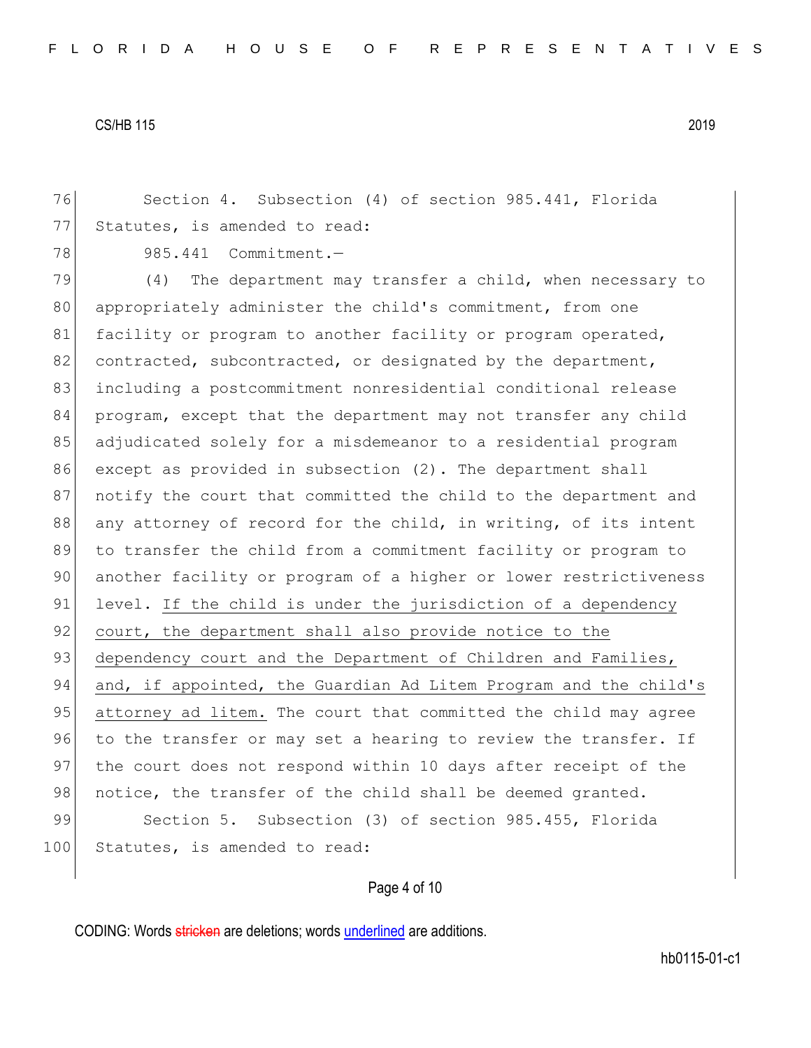Section 4. Subsection (4) of section 985.441, Florida Statutes, is amended to read:

985.441 Commitment.—

(4) The department may transfer a child, when necessary to appropriately administer the child's commitment, from one facility or program to another facility or program operated, contracted, subcontracted, or designated by the department, including a postcommitment nonresidential conditional release program, except that the department may not transfer any child adjudicated solely for a misdemeanor to a residential program except as provided in subsection (2). The department shall notify the court that committed the child to the department and any attorney of record for the child, in writing, of its intent to transfer the child from a commitment facility or program to another facility or program of a higher or lower restrictiveness level. <u>If the child is under the jurisdiction of a dependency court, the department shall also provide notice to the dependency court and the Department of Children and Families, and, if appointed, the Guardian Ad Litem Program and the child's attorney ad litem.</u> The court that committed the child may agree to the transfer or may set a hearing to review the transfer. If the court does not respond within 10 days after receipt of the notice, the transfer of the child shall be deemed granted.

Section 5. Subsection (3) of section 985.455, Florida Statutes, is amended to read: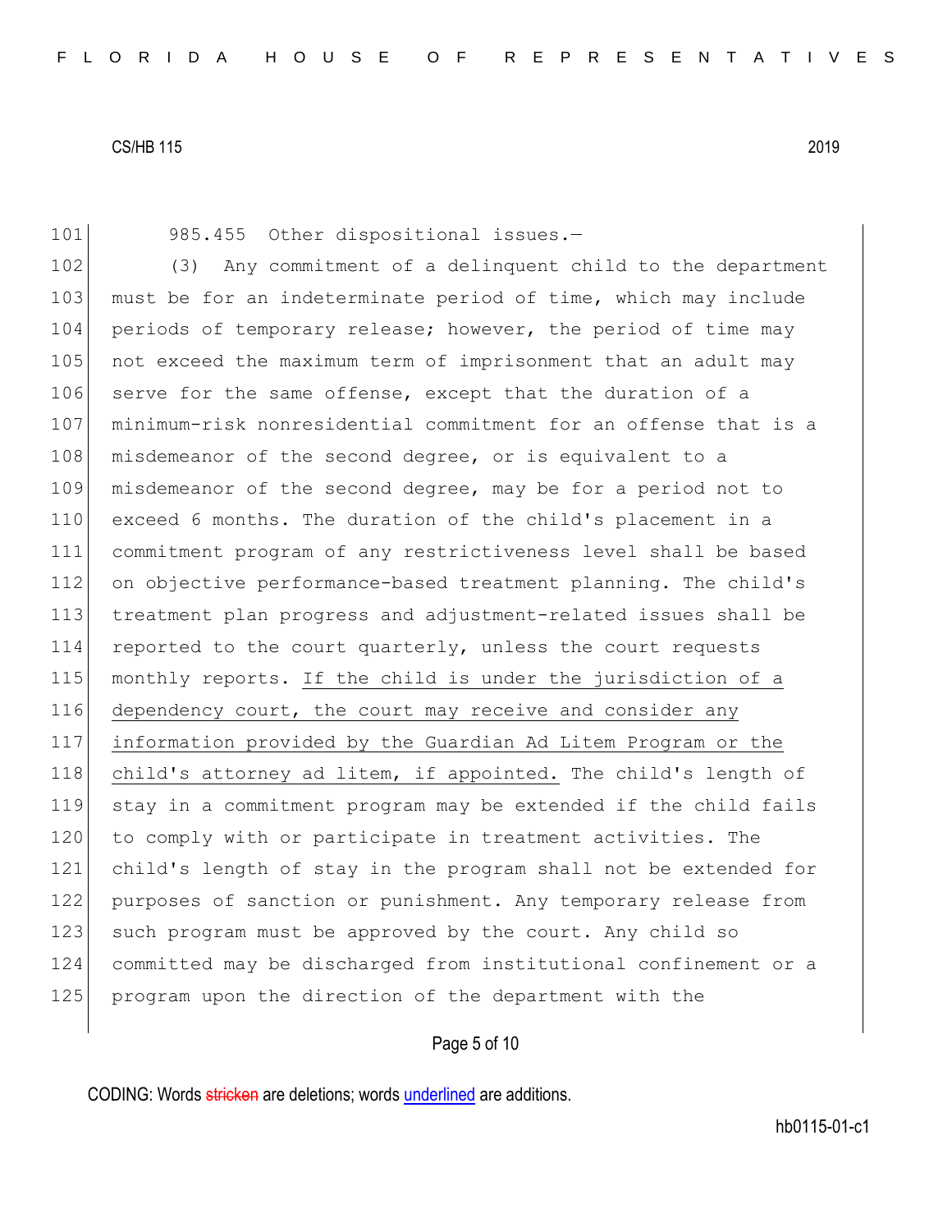985.455 Other dispositional issues.—

(3) Any commitment of a delinquent child to the department must be for an indeterminate period of time, which may include periods of temporary release; however, the period of time may not exceed the maximum term of imprisonment that an adult may serve for the same offense, except that the duration of a minimum-risk nonresidential commitment for an offense that is a misdemeanor of the second degree, or is equivalent to a misdemeanor of the second degree, may be for a period not to exceed 6 months. The duration of the child's placement in a commitment program of any restrictiveness level shall be based on objective performance-based treatment planning. The child's treatment plan progress and adjustment-related issues shall be reported to the court quarterly, unless the court requests monthly reports. <u>If the child is under the jurisdiction of a dependency court, the court may receive and consider any information provided by the Guardian Ad Litem Program or the child's attorney ad litem, if appointed.</u> The child's length of stay in a commitment program may be extended if the child fails to comply with or participate in treatment activities. The child's length of stay in the program shall not be extended for purposes of sanction or punishment. Any temporary release from such program must be approved by the court. Any child so committed may be discharged from institutional confinement or a program upon the direction of the department with the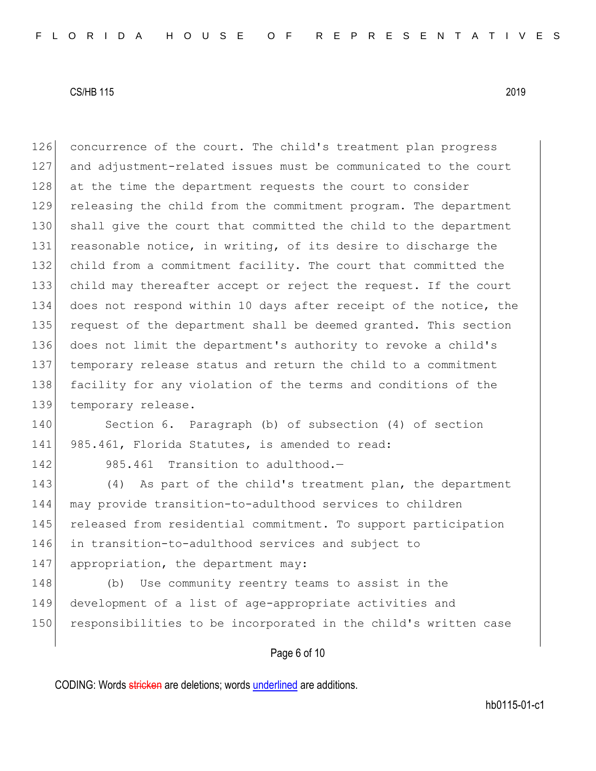concurrence of the court. The child's treatment plan progress and adjustment-related issues must be communicated to the court at the time the department requests the court to consider releasing the child from the commitment program. The department shall give the court that committed the child to the department reasonable notice, in writing, of its desire to discharge the child from a commitment facility. The court that committed the child may thereafter accept or reject the request. If the court does not respond within 10 days after receipt of the notice, the request of the department shall be deemed granted. This section does not limit the department's authority to revoke a child's temporary release status and return the child to a commitment facility for any violation of the terms and conditions of the temporary release.

Section 6. Paragraph (b) of subsection (4) of section 985.461, Florida Statutes, is amended to read:

985.461 Transition to adulthood.—

(4) As part of the child's treatment plan, the department may provide transition-to-adulthood services to children released from residential commitment. To support participation in transition-to-adulthood services and subject to appropriation, the department may:

(b) Use community reentry teams to assist in the development of a list of age-appropriate activities and responsibilities to be incorporated in the child's written case

CODING: Words stricken are deletions; words underlined are additions.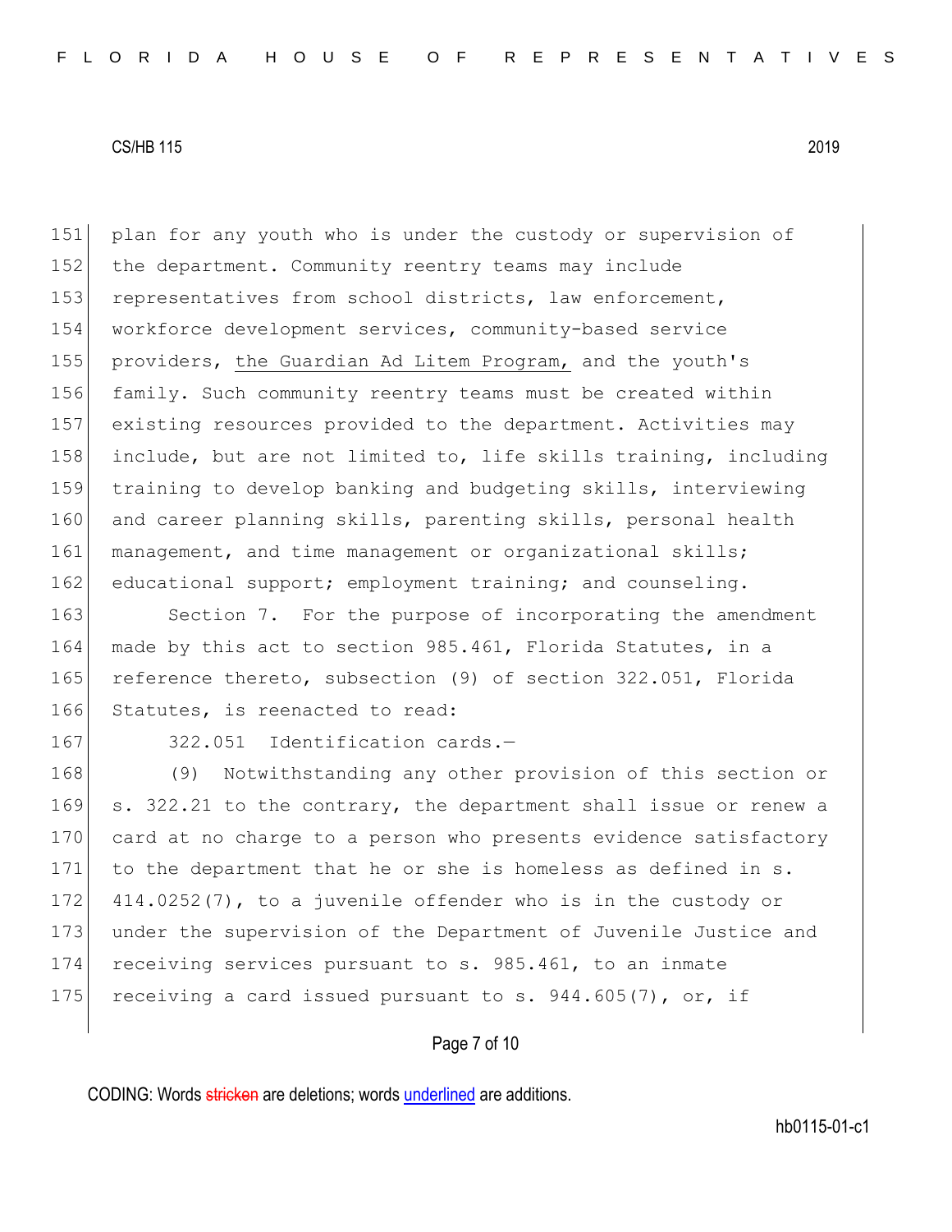plan for any youth who is under the custody or supervision of the department. Community reentry teams may include representatives from school districts, law enforcement, workforce development services, community-based service providers, <u>the Guardian Ad Litem Program,</u> and the youth's family. Such community reentry teams must be created within existing resources provided to the department. Activities may include, but are not limited to, life skills training, including training to develop banking and budgeting skills, interviewing and career planning skills, parenting skills, personal health management, and time management or organizational skills; educational support; employment training; and counseling.

Section 7. For the purpose of incorporating the amendment made by this act to section 985.461, Florida Statutes, in a reference thereto, subsection (9) of section 322.051, Florida Statutes, is reenacted to read:

322.051 Identification cards.—

(9) Notwithstanding any other provision of this section or s. 322.21 to the contrary, the department shall issue or renew a card at no charge to a person who presents evidence satisfactory to the department that he or she is homeless as defined in s. 414.0252(7), to a juvenile offender who is in the custody or under the supervision of the Department of Juvenile Justice and receiving services pursuant to s. 985.461, to an inmate receiving a card issued pursuant to s. 944.605(7), or, if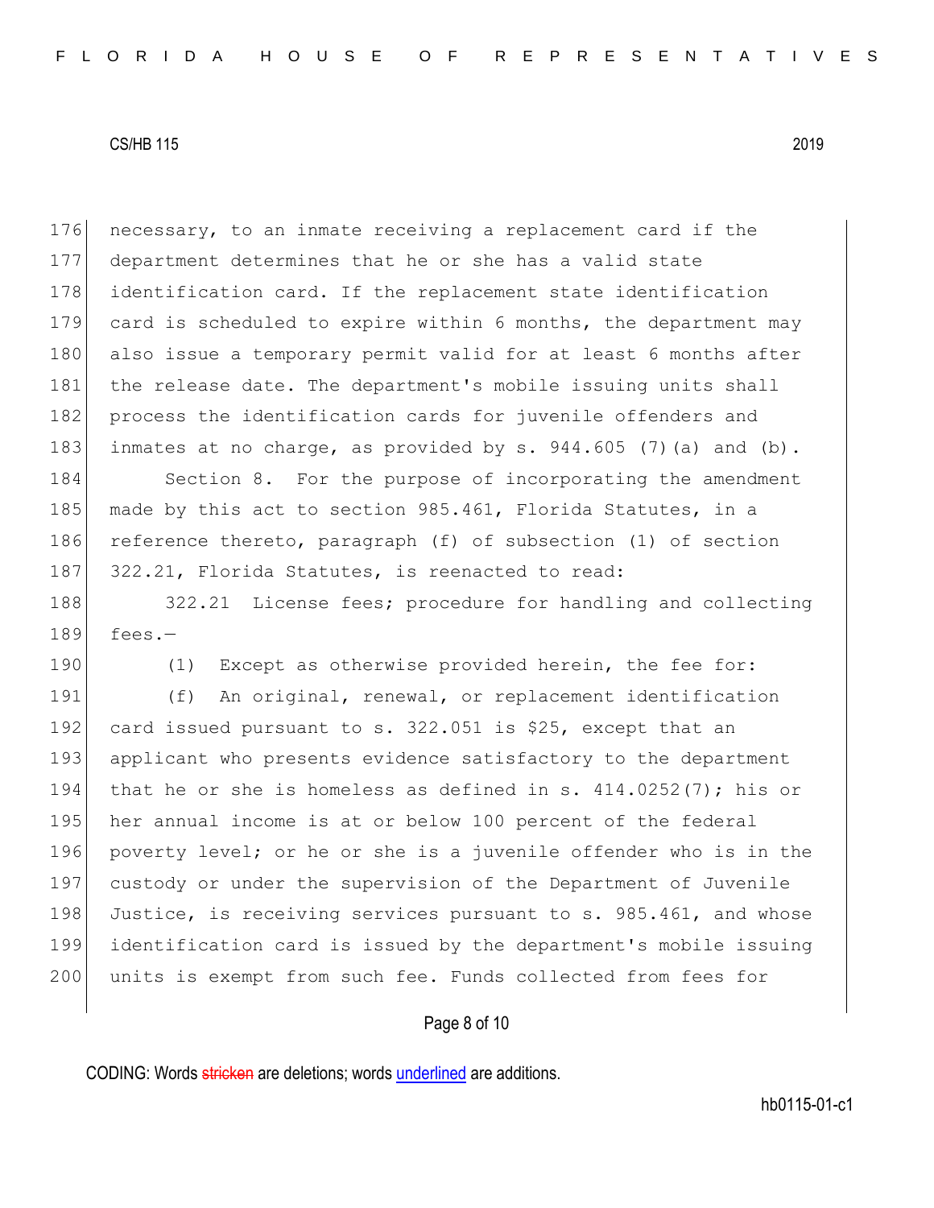necessary, to an inmate receiving a replacement card if the department determines that he or she has a valid state identification card. If the replacement state identification card is scheduled to expire within 6 months, the department may also issue a temporary permit valid for at least 6 months after the release date. The department's mobile issuing units shall process the identification cards for juvenile offenders and inmates at no charge, as provided by s. 944.605 (7)(a) and (b).

Section 8. For the purpose of incorporating the amendment made by this act to section 985.461, Florida Statutes, in a reference thereto, paragraph (f) of subsection (1) of section 322.21, Florida Statutes, is reenacted to read:

322.21 License fees; procedure for handling and collecting fees.—

(1) Except as otherwise provided herein, the fee for:

(f) An original, renewal, or replacement identification card issued pursuant to s. 322.051 is $25, except that an applicant who presents evidence satisfactory to the department that he or she is homeless as defined in s. 414.0252(7); his or her annual income is at or below 100 percent of the federal poverty level; or he or she is a juvenile offender who is in the custody or under the supervision of the Department of Juvenile Justice, is receiving services pursuant to s. 985.461, and whose identification card is issued by the department's mobile issuing units is exempt from such fee. Funds collected from fees for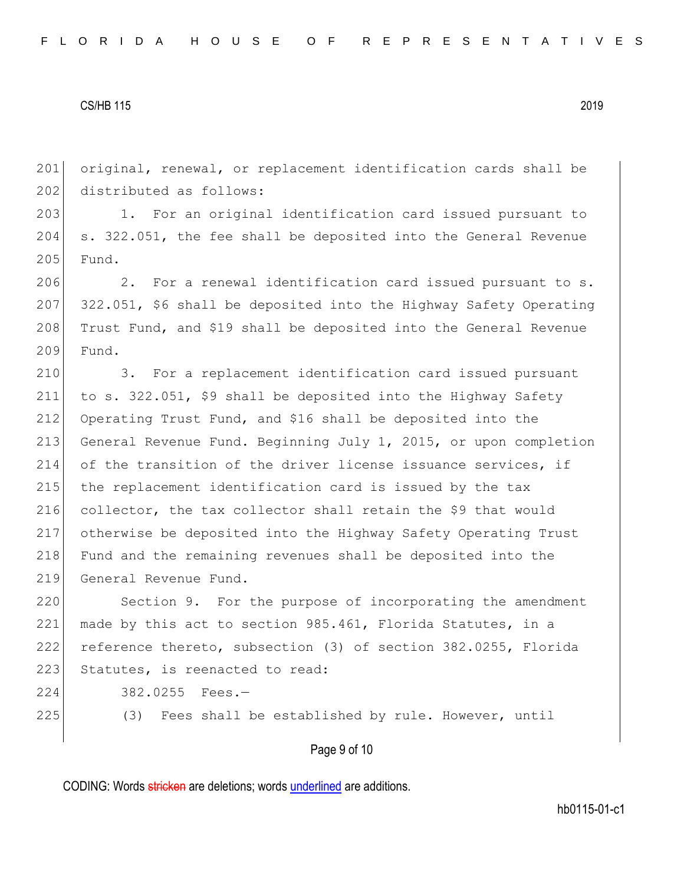original, renewal, or replacement identification cards shall be distributed as follows:

1. For an original identification card issued pursuant to s. 322.051, the fee shall be deposited into the General Revenue Fund.

2. For a renewal identification card issued pursuant to s. 322.051, $6 shall be deposited into the Highway Safety Operating Trust Fund, and $19 shall be deposited into the General Revenue Fund.

3. For a replacement identification card issued pursuant to s. 322.051, $9 shall be deposited into the Highway Safety Operating Trust Fund, and $16 shall be deposited into the General Revenue Fund. Beginning July 1, 2015, or upon completion of the transition of the driver license issuance services, if the replacement identification card is issued by the tax collector, the tax collector shall retain the $9 that would otherwise be deposited into the Highway Safety Operating Trust Fund and the remaining revenues shall be deposited into the General Revenue Fund.

Section 9. For the purpose of incorporating the amendment made by this act to section 985.461, Florida Statutes, in a reference thereto, subsection (3) of section 382.0255, Florida Statutes, is reenacted to read:

382.0255 Fees.—

(3) Fees shall be established by rule. However, until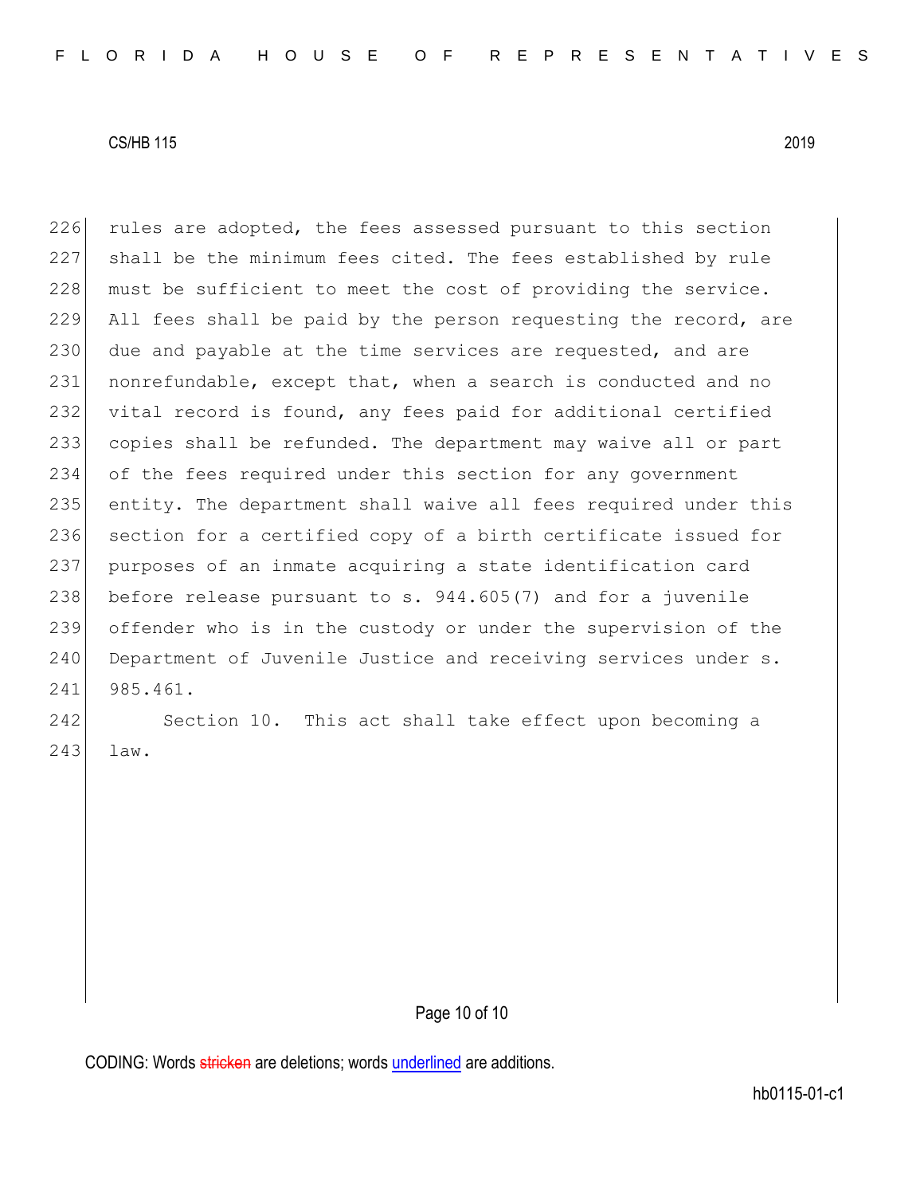226 rules are adopted, the fees assessed pursuant to this section
227 shall be the minimum fees cited. The fees established by rule
228 must be sufficient to meet the cost of providing the service.
229 All fees shall be paid by the person requesting the record, are
230 due and payable at the time services are requested, and are
231 nonrefundable, except that, when a search is conducted and no
232 vital record is found, any fees paid for additional certified
233 copies shall be refunded. The department may waive all or part
234 of the fees required under this section for any government
235 entity. The department shall waive all fees required under this
236 section for a certified copy of a birth certificate issued for
237 purposes of an inmate acquiring a state identification card
238 before release pursuant to s. 944.605(7) and for a juvenile
239 offender who is in the custody or under the supervision of the
240 Department of Juvenile Justice and receiving services under s.
241 985.461.

242 Section 10. This act shall take effect upon becoming a
243 law.

CODING: Words stricken are deletions; words underlined are additions.